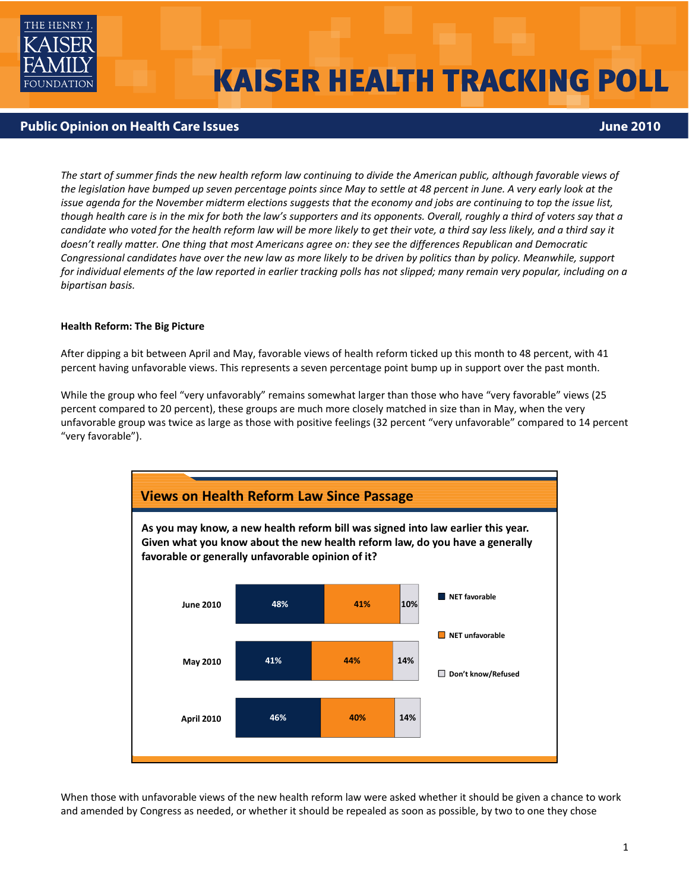# KAISER HEALTH TRACKING POLL

## Public Opinion on Health Care Issues — June 2010

*The start of summer finds the new health reform law continuing to divide the American public, although favorable views of the legislation have bumped up seven percentage points since May to settle at 48 percent in June. A very early look at the issue agenda for the November midterm elections suggests that the economy and jobs are continuing to top the issue list, though health care is in the mix for both the law's supporters and its opponents. Overall, roughly a third of voters say that a candidate who voted for the health reform law will be more likely to get their vote, a third say less likely, and a third say it doesn't really matter. One thing that most Americans agree on: they see the differences Republican and Democratic Congressional candidates have over the new law as more likely to be driven by politics than by policy. Meanwhile, support for individual elements of the law reported in earlier tracking polls has not slipped; many remain very popular, including on a bipartisan basis.*

**Health Reform: The Big Picture**

After dipping a bit between April and May, favorable views of health reform ticked up this month to 48 percent, with 41 percent having unfavorable views. This represents a seven percentage point bump up in support over the past month.

While the group who feel "very unfavorably" remains somewhat larger than those who have "very favorable" views (25 percent compared to 20 percent), these groups are much more closely matched in size than in May, when the very unfavorable group was twice as large as those with positive feelings (32 percent "very unfavorable" compared to 14 percent "very favorable").

**Views on Health Reform Law Since Passage**

**As you may know, a new health reform bill was signed into law earlier this year. Given what you know about the new health reform law, do you have a generally favorable or generally unfavorable opinion of it?**

| | NET favorable | NET unfavorable | Don't know/Refused |
|---|---|---|---|
| June 2010 | 48% | 41% | 10% |
| May 2010 | 41% | 44% | 14% |
| April 2010 | 46% | 40% | 14% |

When those with unfavorable views of the new health reform law were asked whether it should be given a chance to work and amended by Congress as needed, or whether it should be repealed as soon as possible, by two to one they chose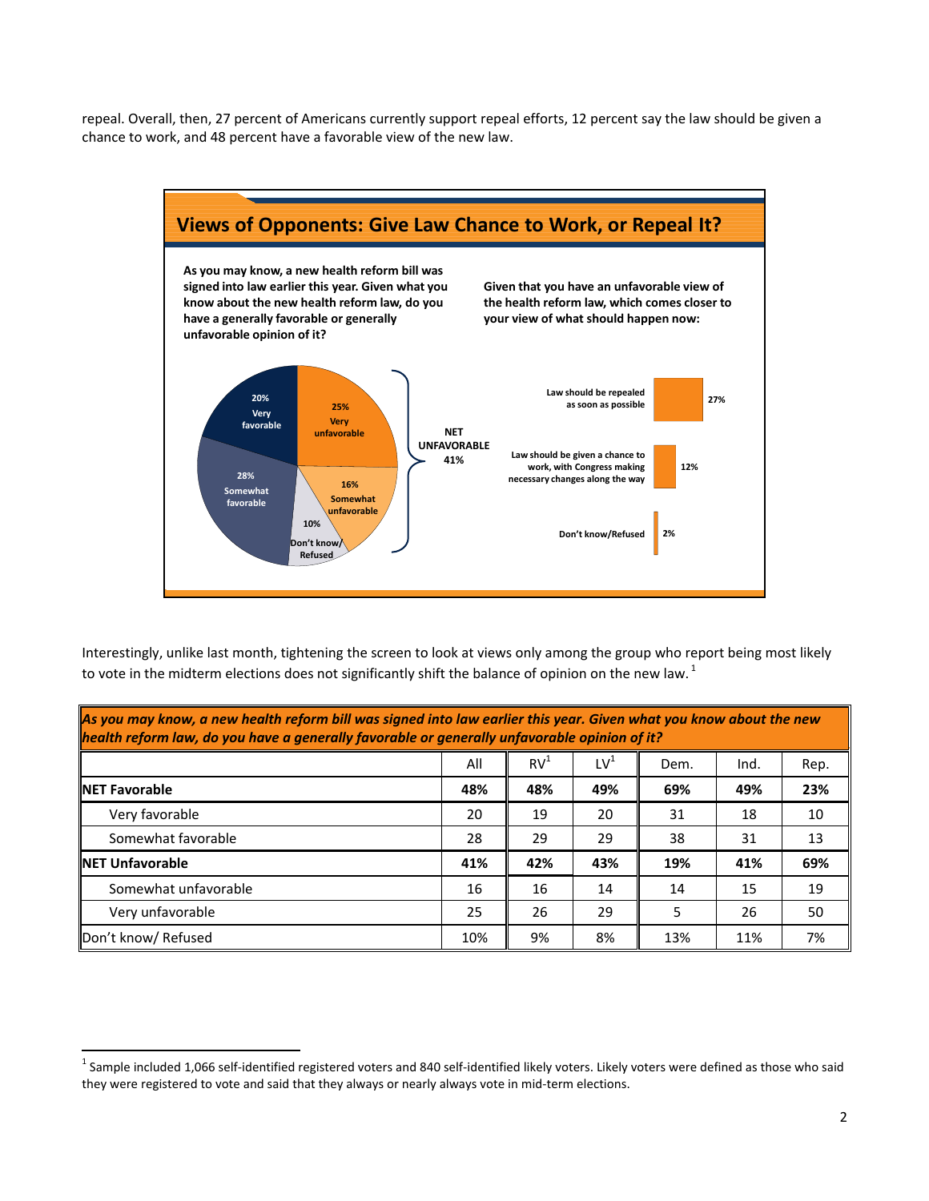repeal. Overall, then, 27 percent of Americans currently support repeal efforts, 12 percent say the law should be given a chance to work, and 48 percent have a favorable view of the new law.

## Views of Opponents: Give Law Chance to Work, or Repeal It?

**As you may know, a new health reform bill was signed into law earlier this year. Given what you know about the new health reform law, do you have a generally favorable or generally unfavorable opinion of it?**

- 20% Very favorable
- 28% Somewhat favorable
- 25% Very unfavorable
- 16% Somewhat unfavorable
- 10% Don't know/Refused

NET UNFAVORABLE 41%

**Given that you have an unfavorable view of the health reform law, which comes closer to your view of what should happen now:**

- Law should be repealed as soon as possible: 27%
- Law should be given a chance to work, with Congress making necessary changes along the way: 12%
- Don't know/Refused: 2%

Interestingly, unlike last month, tightening the screen to look at views only among the group who report being most likely to vote in the midterm elections does not significantly shift the balance of opinion on the new law.[1]

***As you may know, a new health reform bill was signed into law earlier this year. Given what you know about the new health reform law, do you have a generally favorable or generally unfavorable opinion of it?***

| | All | RV[1] | LV[1] | Dem. | Ind. | Rep. |
|---|---|---|---|---|---|---|
| **NET Favorable** | **48%** | **48%** | **49%** | **69%** | **49%** | **23%** |
| Very favorable | 20 | 19 | 20 | 31 | 18 | 10 |
| Somewhat favorable | 28 | 29 | 29 | 38 | 31 | 13 |
| **NET Unfavorable** | **41%** | **42%** | **43%** | **19%** | **41%** | **69%** |
| Somewhat unfavorable | 16 | 16 | 14 | 14 | 15 | 19 |
| Very unfavorable | 25 | 26 | 29 | 5 | 26 | 50 |
| Don't know/ Refused | 10% | 9% | 8% | 13% | 11% | 7% |

[1] Sample included 1,066 self-identified registered voters and 840 self-identified likely voters. Likely voters were defined as those who said they were registered to vote and said that they always or nearly always vote in mid-term elections.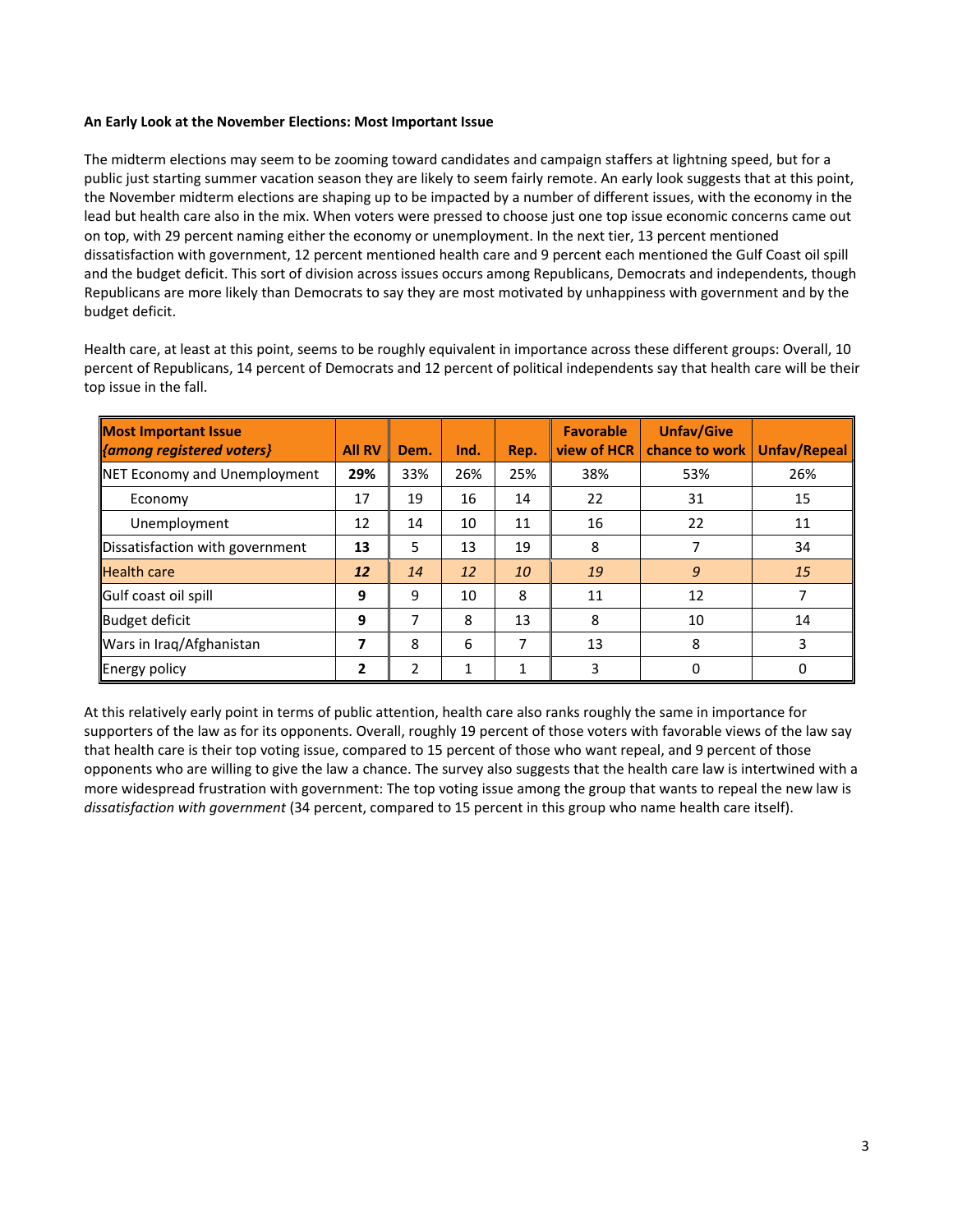**An Early Look at the November Elections: Most Important Issue**

The midterm elections may seem to be zooming toward candidates and campaign staffers at lightning speed, but for a public just starting summer vacation season they are likely to seem fairly remote. An early look suggests that at this point, the November midterm elections are shaping up to be impacted by a number of different issues, with the economy in the lead but health care also in the mix. When voters were pressed to choose just one top issue economic concerns came out on top, with 29 percent naming either the economy or unemployment. In the next tier, 13 percent mentioned dissatisfaction with government, 12 percent mentioned health care and 9 percent each mentioned the Gulf Coast oil spill and the budget deficit. This sort of division across issues occurs among Republicans, Democrats and independents, though Republicans are more likely than Democrats to say they are most motivated by unhappiness with government and by the budget deficit.

Health care, at least at this point, seems to be roughly equivalent in importance across these different groups: Overall, 10 percent of Republicans, 14 percent of Democrats and 12 percent of political independents say that health care will be their top issue in the fall.

| **Most Important Issue** *{among registered voters}* | **All RV** | **Dem.** | **Ind.** | **Rep.** | **Favorable view of HCR** | **Unfav/Give chance to work** | **Unfav/Repeal** |
|---|---|---|---|---|---|---|---|
| NET Economy and Unemployment | **29%** | 33% | 26% | 25% | 38% | 53% | 26% |
| Economy | 17 | 19 | 16 | 14 | 22 | 31 | 15 |
| Unemployment | 12 | 14 | 10 | 11 | 16 | 22 | 11 |
| Dissatisfaction with government | **13** | 5 | 13 | 19 | 8 | 7 | 34 |
| Health care | ***12*** | *14* | *12* | *10* | *19* | *9* | *15* |
| Gulf coast oil spill | **9** | 9 | 10 | 8 | 11 | 12 | 7 |
| Budget deficit | **9** | 7 | 8 | 13 | 8 | 10 | 14 |
| Wars in Iraq/Afghanistan | **7** | 8 | 6 | 7 | 13 | 8 | 3 |
| Energy policy | **2** | 2 | 1 | 1 | 3 | 0 | 0 |

At this relatively early point in terms of public attention, health care also ranks roughly the same in importance for supporters of the law as for its opponents. Overall, roughly 19 percent of those voters with favorable views of the law say that health care is their top voting issue, compared to 15 percent of those who want repeal, and 9 percent of those opponents who are willing to give the law a chance. The survey also suggests that the health care law is intertwined with a more widespread frustration with government: The top voting issue among the group that wants to repeal the new law is *dissatisfaction with government* (34 percent, compared to 15 percent in this group who name health care itself).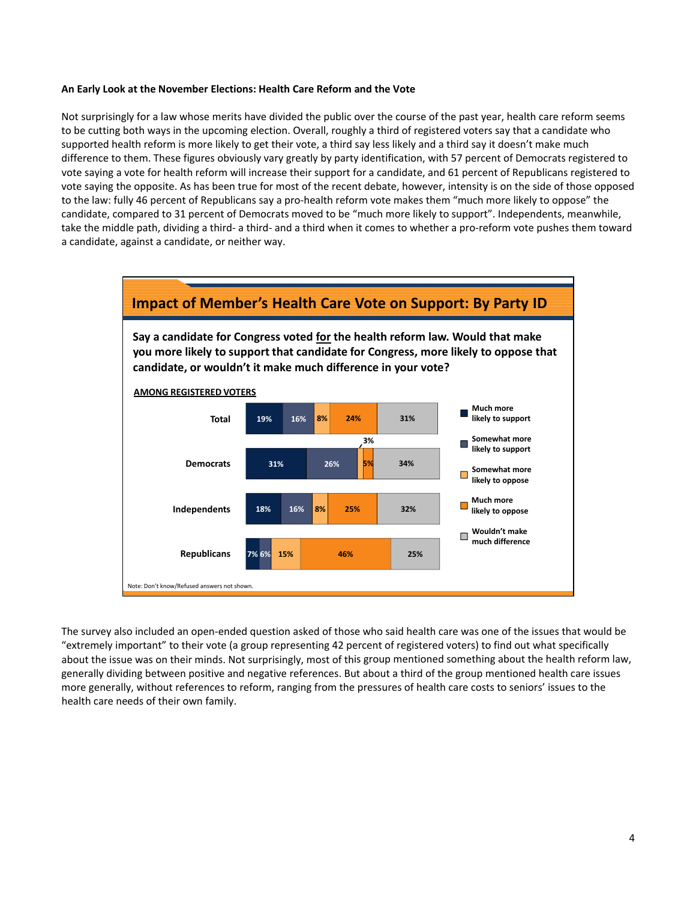**An Early Look at the November Elections: Health Care Reform and the Vote**

Not surprisingly for a law whose merits have divided the public over the course of the past year, health care reform seems to be cutting both ways in the upcoming election. Overall, roughly a third of registered voters say that a candidate who supported health reform is more likely to get their vote, a third say less likely and a third say it doesn't make much difference to them. These figures obviously vary greatly by party identification, with 57 percent of Democrats registered to vote saying a vote for health reform will increase their support for a candidate, and 61 percent of Republicans registered to vote saying the opposite. As has been true for most of the recent debate, however, intensity is on the side of those opposed to the law: fully 46 percent of Republicans say a pro-health reform vote makes them "much more likely to oppose" the candidate, compared to 31 percent of Democrats moved to be "much more likely to support". Independents, meanwhile, take the middle path, dividing a third- a third- and a third when it comes to whether a pro-reform vote pushes them toward a candidate, against a candidate, or neither way.

**Impact of Member's Health Care Vote on Support: By Party ID**

**Say a candidate for Congress voted for the health reform law. Would that make you more likely to support that candidate for Congress, more likely to oppose that candidate, or wouldn't it make much difference in your vote?**

AMONG REGISTERED VOTERS

| | Much more likely to support | Somewhat more likely to support | Somewhat more likely to oppose | Much more likely to oppose | Wouldn't make much difference |
|---|---|---|---|---|---|
| Total | 19% | 16% | 8% | 24% | 31% |
| Democrats | 31% | 26% | 3% | 5% | 34% |
| Independents | 18% | 16% | 8% | 25% | 32% |
| Republicans | 7% | 6% | 15% | 46% | 25% |

Note: Don't know/Refused answers not shown.

The survey also included an open-ended question asked of those who said health care was one of the issues that would be "extremely important" to their vote (a group representing 42 percent of registered voters) to find out what specifically about the issue was on their minds. Not surprisingly, most of this group mentioned something about the health reform law, generally dividing between positive and negative references. But about a third of the group mentioned health care issues more generally, without references to reform, ranging from the pressures of health care costs to seniors' issues to the health care needs of their own family.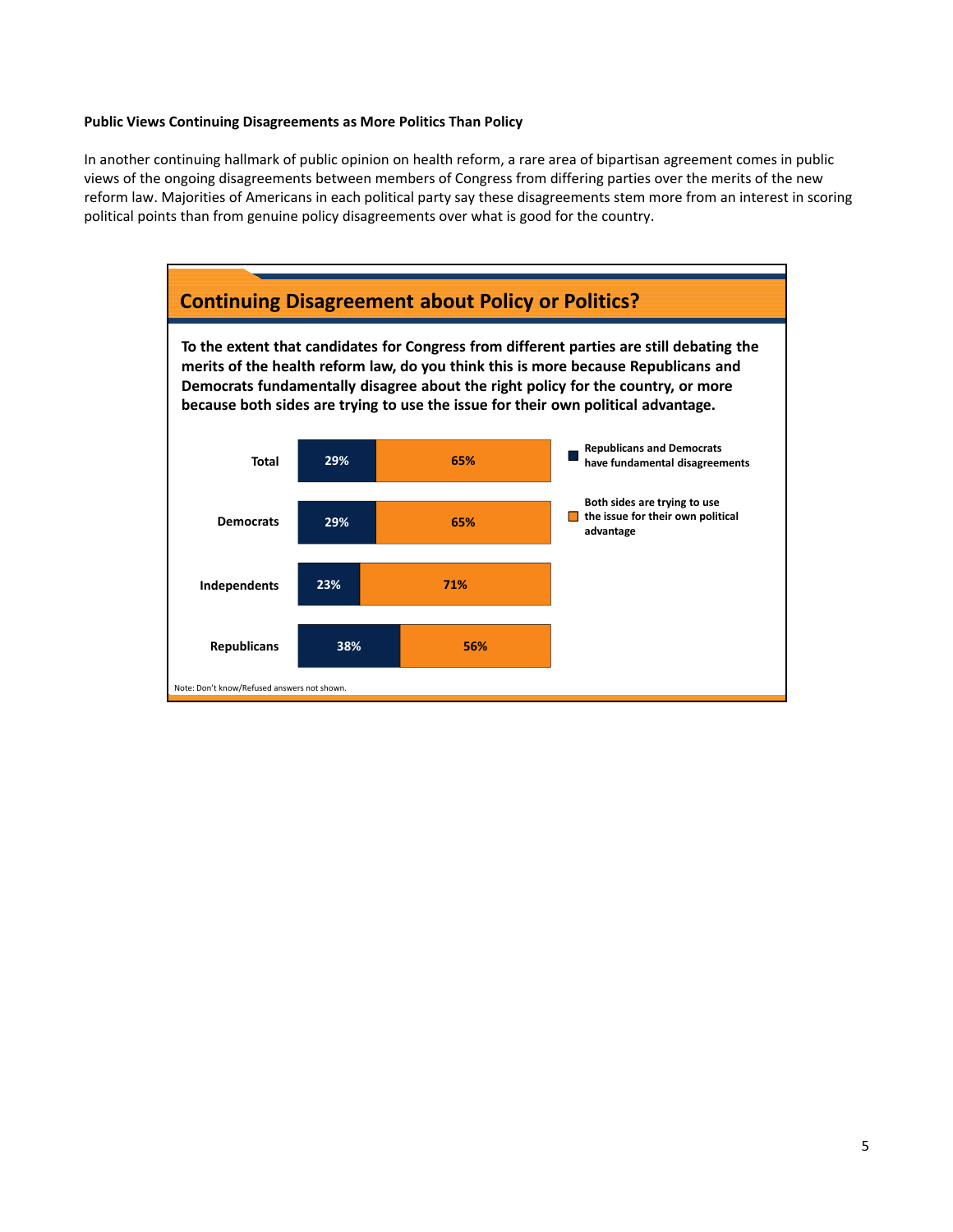**Public Views Continuing Disagreements as More Politics Than Policy**

In another continuing hallmark of public opinion on health reform, a rare area of bipartisan agreement comes in public views of the ongoing disagreements between members of Congress from differing parties over the merits of the new reform law. Majorities of Americans in each political party say these disagreements stem more from an interest in scoring political points than from genuine policy disagreements over what is good for the country.

## Continuing Disagreement about Policy or Politics?

**To the extent that candidates for Congress from different parties are still debating the merits of the health reform law, do you think this is more because Republicans and Democrats fundamentally disagree about the right policy for the country, or more because both sides are trying to use the issue for their own political advantage.**

| | Republicans and Democrats have fundamental disagreements | Both sides are trying to use the issue for their own political advantage |
|---|---|---|
| Total | 29% | 65% |
| Democrats | 29% | 65% |
| Independents | 23% | 71% |
| Republicans | 38% | 56% |

Note: Don't know/Refused answers not shown.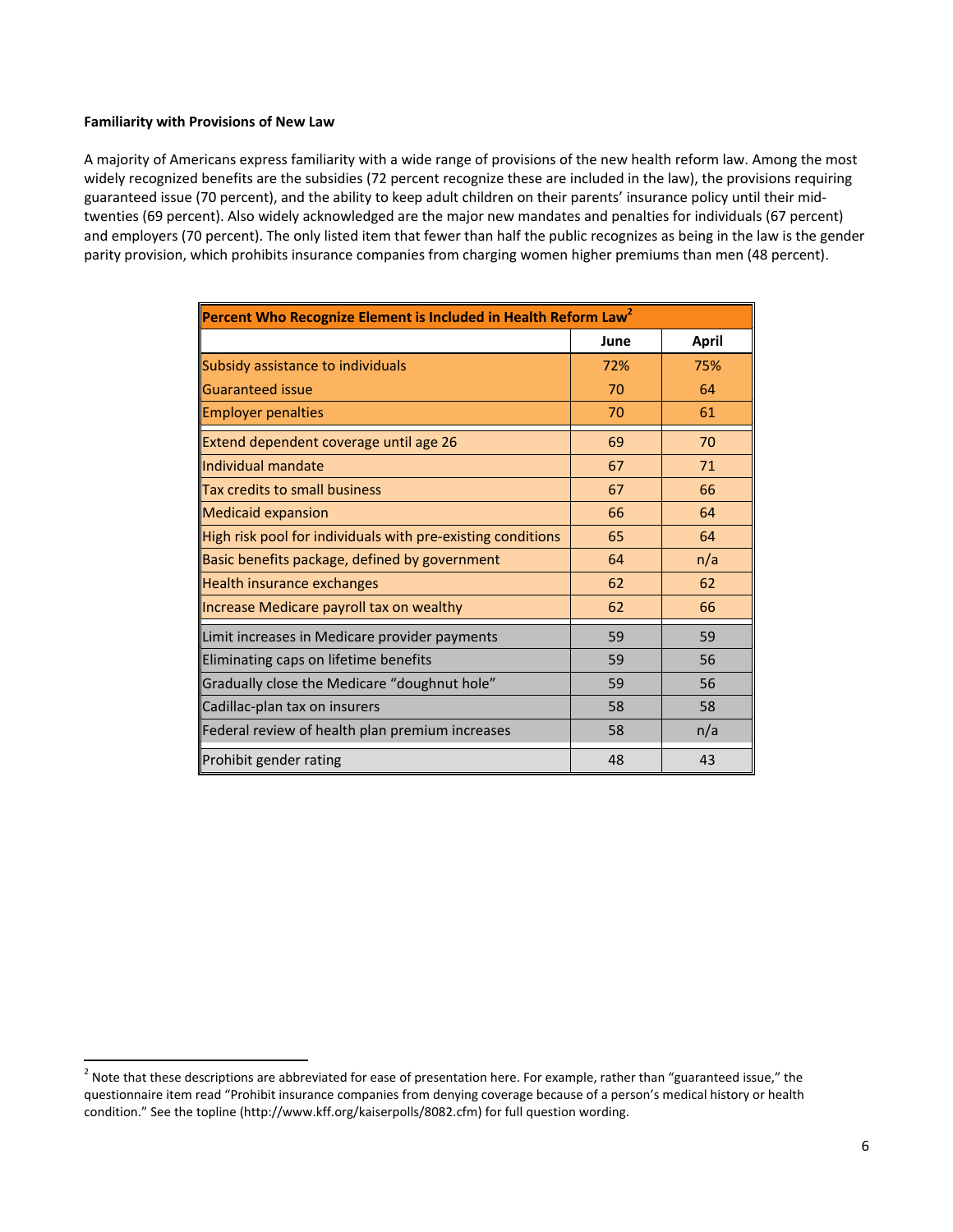**Familiarity with Provisions of New Law**

A majority of Americans express familiarity with a wide range of provisions of the new health reform law. Among the most widely recognized benefits are the subsidies (72 percent recognize these are included in the law), the provisions requiring guaranteed issue (70 percent), and the ability to keep adult children on their parents' insurance policy until their mid-twenties (69 percent). Also widely acknowledged are the major new mandates and penalties for individuals (67 percent) and employers (70 percent). The only listed item that fewer than half the public recognizes as being in the law is the gender parity provision, which prohibits insurance companies from charging women higher premiums than men (48 percent).

| Percent Who Recognize Element is Included in Health Reform Law[2] | | |
|---|---|---|
| | June | April |
| Subsidy assistance to individuals | 72% | 75% |
| Guaranteed issue | 70 | 64 |
| Employer penalties | 70 | 61 |
| Extend dependent coverage until age 26 | 69 | 70 |
| Individual mandate | 67 | 71 |
| Tax credits to small business | 67 | 66 |
| Medicaid expansion | 66 | 64 |
| High risk pool for individuals with pre-existing conditions | 65 | 64 |
| Basic benefits package, defined by government | 64 | n/a |
| Health insurance exchanges | 62 | 62 |
| Increase Medicare payroll tax on wealthy | 62 | 66 |
| Limit increases in Medicare provider payments | 59 | 59 |
| Eliminating caps on lifetime benefits | 59 | 56 |
| Gradually close the Medicare "doughnut hole" | 59 | 56 |
| Cadillac-plan tax on insurers | 58 | 58 |
| Federal review of health plan premium increases | 58 | n/a |
| Prohibit gender rating | 48 | 43 |

[2] Note that these descriptions are abbreviated for ease of presentation here. For example, rather than "guaranteed issue," the questionnaire item read "Prohibit insurance companies from denying coverage because of a person's medical history or health condition." See the topline (http://www.kff.org/kaiserpolls/8082.cfm) for full question wording.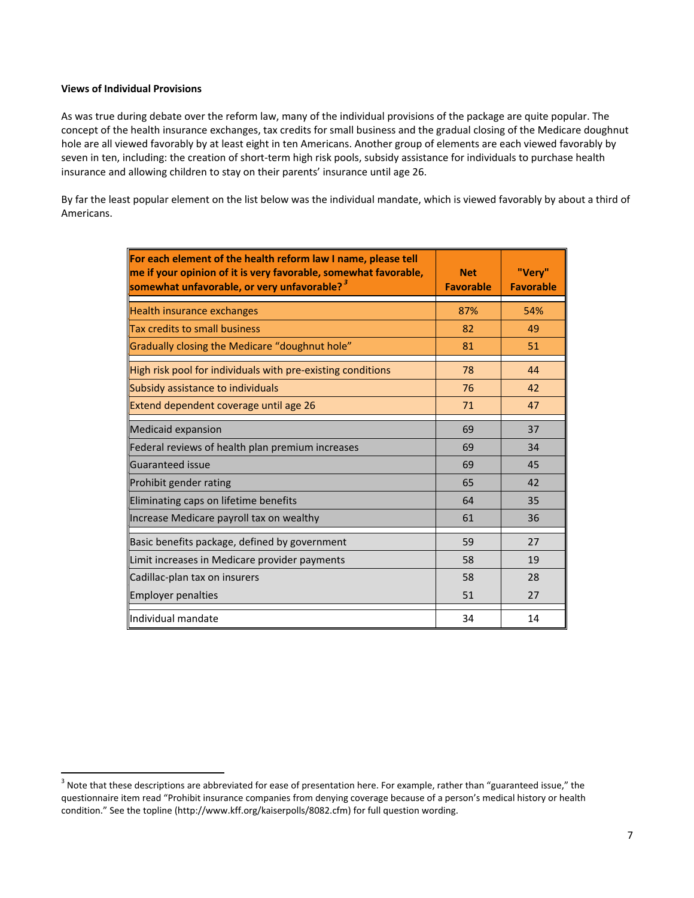**Views of Individual Provisions**

As was true during debate over the reform law, many of the individual provisions of the package are quite popular. The concept of the health insurance exchanges, tax credits for small business and the gradual closing of the Medicare doughnut hole are all viewed favorably by at least eight in ten Americans. Another group of elements are each viewed favorably by seven in ten, including: the creation of short-term high risk pools, subsidy assistance for individuals to purchase health insurance and allowing children to stay on their parents' insurance until age 26.

By far the least popular element on the list below was the individual mandate, which is viewed favorably by about a third of Americans.

| For each element of the health reform law I name, please tell me if your opinion of it is very favorable, somewhat favorable, somewhat unfavorable, or very unfavorable?[3] | Net Favorable | "Very" Favorable |
|---|---|---|
| Health insurance exchanges | 87% | 54% |
| Tax credits to small business | 82 | 49 |
| Gradually closing the Medicare "doughnut hole" | 81 | 51 |
| High risk pool for individuals with pre-existing conditions | 78 | 44 |
| Subsidy assistance to individuals | 76 | 42 |
| Extend dependent coverage until age 26 | 71 | 47 |
| Medicaid expansion | 69 | 37 |
| Federal reviews of health plan premium increases | 69 | 34 |
| Guaranteed issue | 69 | 45 |
| Prohibit gender rating | 65 | 42 |
| Eliminating caps on lifetime benefits | 64 | 35 |
| Increase Medicare payroll tax on wealthy | 61 | 36 |
| Basic benefits package, defined by government | 59 | 27 |
| Limit increases in Medicare provider payments | 58 | 19 |
| Cadillac-plan tax on insurers | 58 | 28 |
| Employer penalties | 51 | 27 |
| Individual mandate | 34 | 14 |

[3] Note that these descriptions are abbreviated for ease of presentation here. For example, rather than "guaranteed issue," the questionnaire item read "Prohibit insurance companies from denying coverage because of a person's medical history or health condition." See the topline (http://www.kff.org/kaiserpolls/8082.cfm) for full question wording.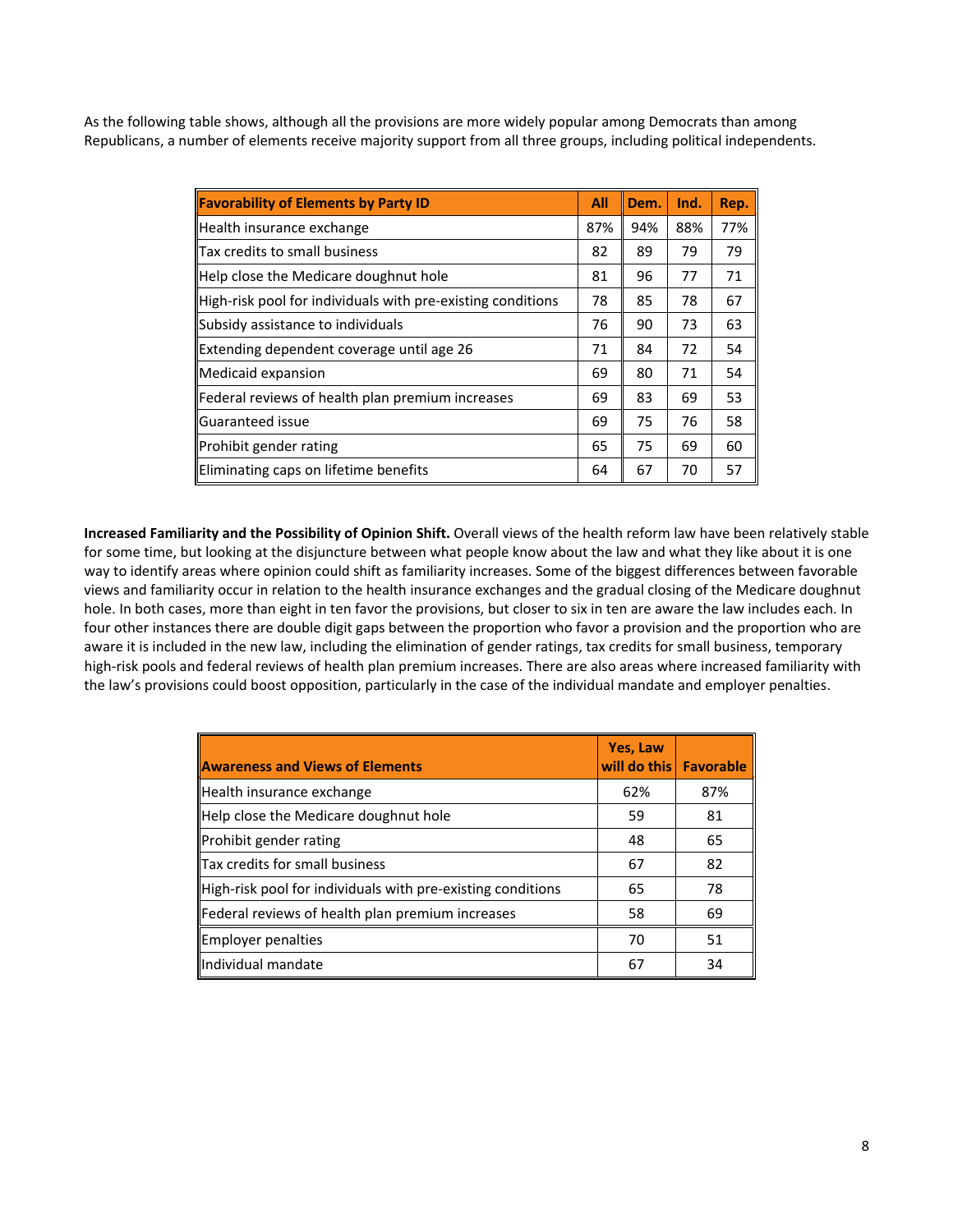As the following table shows, although all the provisions are more widely popular among Democrats than among Republicans, a number of elements receive majority support from all three groups, including political independents.

| Favorability of Elements by Party ID | All | Dem. | Ind. | Rep. |
|---|---|---|---|---|
| Health insurance exchange | 87% | 94% | 88% | 77% |
| Tax credits to small business | 82 | 89 | 79 | 79 |
| Help close the Medicare doughnut hole | 81 | 96 | 77 | 71 |
| High-risk pool for individuals with pre-existing conditions | 78 | 85 | 78 | 67 |
| Subsidy assistance to individuals | 76 | 90 | 73 | 63 |
| Extending dependent coverage until age 26 | 71 | 84 | 72 | 54 |
| Medicaid expansion | 69 | 80 | 71 | 54 |
| Federal reviews of health plan premium increases | 69 | 83 | 69 | 53 |
| Guaranteed issue | 69 | 75 | 76 | 58 |
| Prohibit gender rating | 65 | 75 | 69 | 60 |
| Eliminating caps on lifetime benefits | 64 | 67 | 70 | 57 |

**Increased Familiarity and the Possibility of Opinion Shift.** Overall views of the health reform law have been relatively stable for some time, but looking at the disjuncture between what people know about the law and what they like about it is one way to identify areas where opinion could shift as familiarity increases. Some of the biggest differences between favorable views and familiarity occur in relation to the health insurance exchanges and the gradual closing of the Medicare doughnut hole. In both cases, more than eight in ten favor the provisions, but closer to six in ten are aware the law includes each. In four other instances there are double digit gaps between the proportion who favor a provision and the proportion who are aware it is included in the new law, including the elimination of gender ratings, tax credits for small business, temporary high-risk pools and federal reviews of health plan premium increases. There are also areas where increased familiarity with the law's provisions could boost opposition, particularly in the case of the individual mandate and employer penalties.

| Awareness and Views of Elements | Yes, Law will do this | Favorable |
|---|---|---|
| Health insurance exchange | 62% | 87% |
| Help close the Medicare doughnut hole | 59 | 81 |
| Prohibit gender rating | 48 | 65 |
| Tax credits for small business | 67 | 82 |
| High-risk pool for individuals with pre-existing conditions | 65 | 78 |
| Federal reviews of health plan premium increases | 58 | 69 |
| Employer penalties | 70 | 51 |
| Individual mandate | 67 | 34 |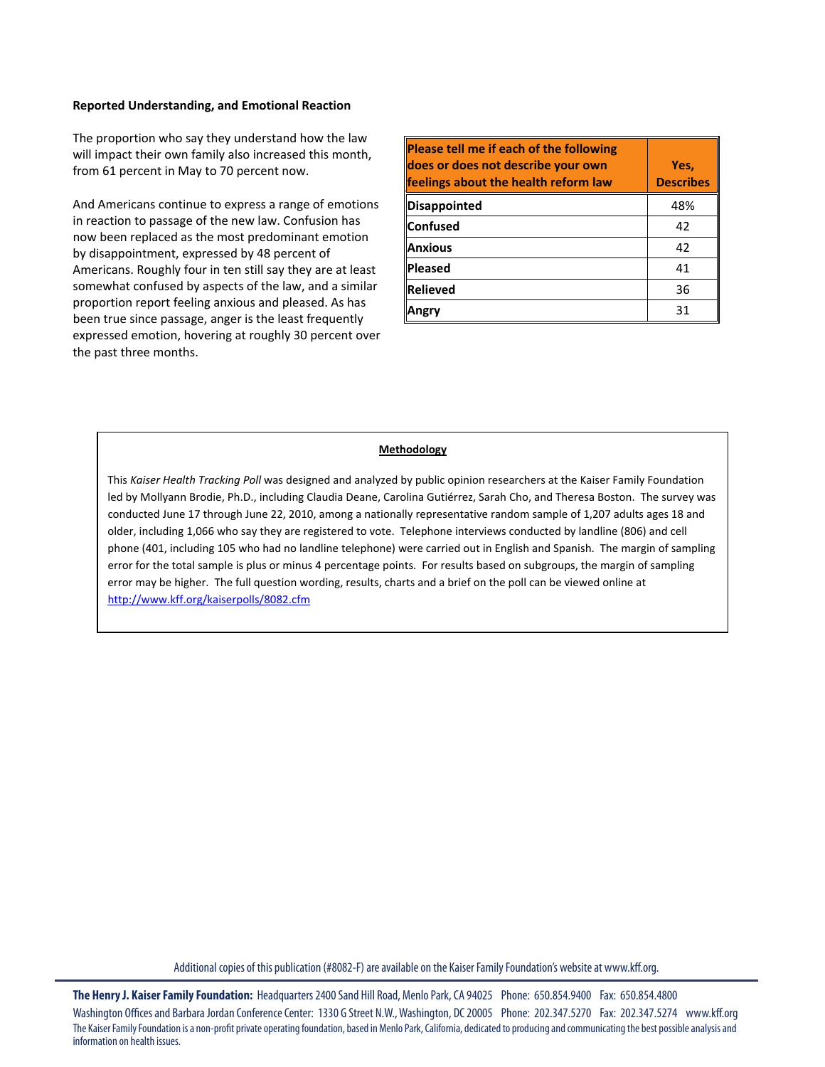**Reported Understanding, and Emotional Reaction**

The proportion who say they understand how the law will impact their own family also increased this month, from 61 percent in May to 70 percent now.

And Americans continue to express a range of emotions in reaction to passage of the new law. Confusion has now been replaced as the most predominant emotion by disappointment, expressed by 48 percent of Americans. Roughly four in ten still say they are at least somewhat confused by aspects of the law, and a similar proportion report feeling anxious and pleased. As has been true since passage, anger is the least frequently expressed emotion, hovering at roughly 30 percent over the past three months.

| Please tell me if each of the following does or does not describe your own feelings about the health reform law | Yes, Describes |
|---|---|
| **Disappointed** | 48% |
| **Confused** | 42 |
| **Anxious** | 42 |
| **Pleased** | 41 |
| **Relieved** | 36 |
| **Angry** | 31 |

**Methodology**

This *Kaiser Health Tracking Poll* was designed and analyzed by public opinion researchers at the Kaiser Family Foundation led by Mollyann Brodie, Ph.D., including Claudia Deane, Carolina Gutiérrez, Sarah Cho, and Theresa Boston. The survey was conducted June 17 through June 22, 2010, among a nationally representative random sample of 1,207 adults ages 18 and older, including 1,066 who say they are registered to vote. Telephone interviews conducted by landline (806) and cell phone (401, including 105 who had no landline telephone) were carried out in English and Spanish. The margin of sampling error for the total sample is plus or minus 4 percentage points. For results based on subgroups, the margin of sampling error may be higher. The full question wording, results, charts and a brief on the poll can be viewed online at http://www.kff.org/kaiserpolls/8082.cfm

Additional copies of this publication (#8082-F) are available on the Kaiser Family Foundation's website at www.kff.org.

**The Henry J. Kaiser Family Foundation:** Headquarters 2400 Sand Hill Road, Menlo Park, CA 94025 Phone: 650.854.9400 Fax: 650.854.4800
Washington Offices and Barbara Jordan Conference Center: 1330 G Street N.W., Washington, DC 20005 Phone: 202.347.5270 Fax: 202.347.5274 www.kff.org
The Kaiser Family Foundation is a non-profit private operating foundation, based in Menlo Park, California, dedicated to producing and communicating the best possible analysis and information on health issues.